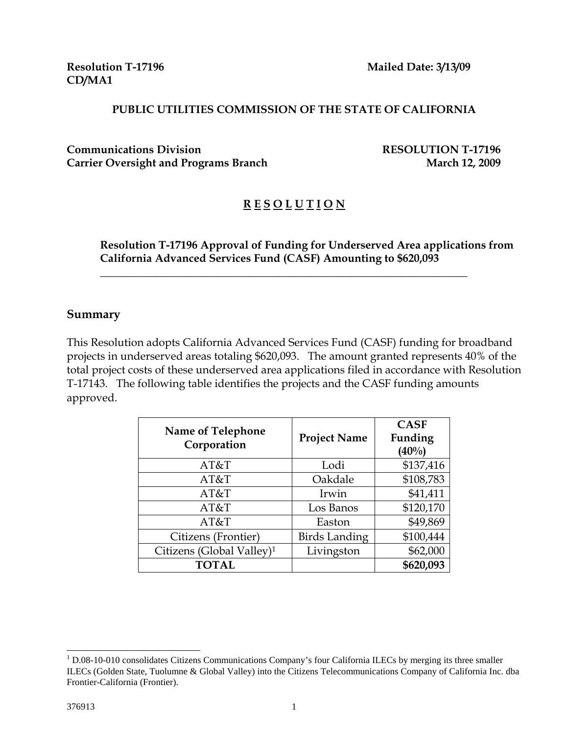Resolution T-17196 Mailed Date: 3/13/09
CD/MA1

**PUBLIC UTILITIES COMMISSION OF THE STATE OF CALIFORNIA**

**Communications Division** **RESOLUTION T-17196**
**Carrier Oversight and Programs Branch** **March 12, 2009**

# R E S O L U T I O N

**Resolution T-17196 Approval of Funding for Underserved Area applications from California Advanced Services Fund (CASF) Amounting to $620,093**

---

## Summary

This Resolution adopts California Advanced Services Fund (CASF) funding for broadband projects in underserved areas totaling $620,093. The amount granted represents 40% of the total project costs of these underserved area applications filed in accordance with Resolution T-17143. The following table identifies the projects and the CASF funding amounts approved.

| Name of Telephone Corporation | Project Name | CASF Funding (40%) |
|---|---|---|
| AT&T | Lodi | $137,416 |
| AT&T | Oakdale | $108,783 |
| AT&T | Irwin | $41,411 |
| AT&T | Los Banos | $120,170 |
| AT&T | Easton | $49,869 |
| Citizens (Frontier) | Birds Landing | $100,444 |
| Citizens (Global Valley)[1] | Livingston | $62,000 |
| **TOTAL** | | **$620,093** |

---

[1] D.08-10-010 consolidates Citizens Communications Company's four California ILECs by merging its three smaller ILECs (Golden State, Tuolumne & Global Valley) into the Citizens Telecommunications Company of California Inc. dba Frontier-California (Frontier).

376913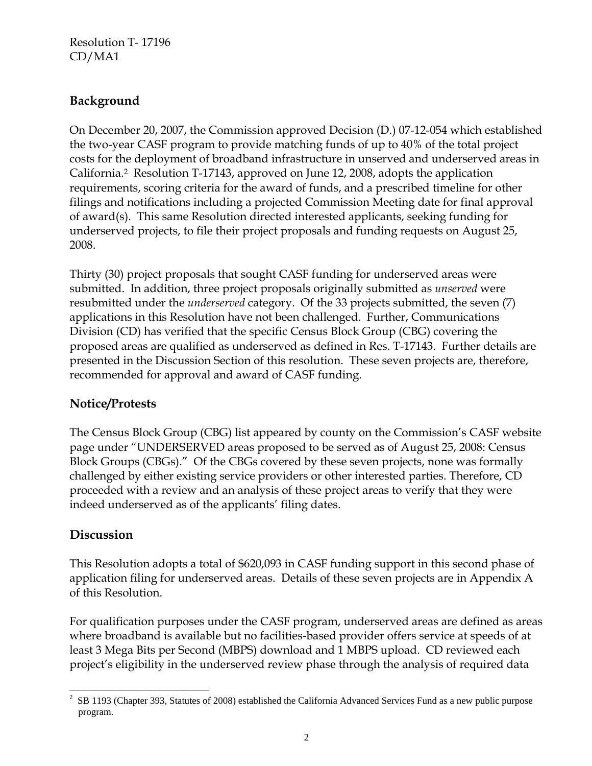## Background

On December 20, 2007, the Commission approved Decision (D.) 07-12-054 which established the two-year CASF program to provide matching funds of up to 40% of the total project costs for the deployment of broadband infrastructure in unserved and underserved areas in California.[2] Resolution T-17143, approved on June 12, 2008, adopts the application requirements, scoring criteria for the award of funds, and a prescribed timeline for other filings and notifications including a projected Commission Meeting date for final approval of award(s). This same Resolution directed interested applicants, seeking funding for underserved projects, to file their project proposals and funding requests on August 25, 2008.

Thirty (30) project proposals that sought CASF funding for underserved areas were submitted. In addition, three project proposals originally submitted as *unserved* were resubmitted under the *underserved* category. Of the 33 projects submitted, the seven (7) applications in this Resolution have not been challenged. Further, Communications Division (CD) has verified that the specific Census Block Group (CBG) covering the proposed areas are qualified as underserved as defined in Res. T-17143. Further details are presented in the Discussion Section of this resolution. These seven projects are, therefore, recommended for approval and award of CASF funding.

## Notice/Protests

The Census Block Group (CBG) list appeared by county on the Commission's CASF website page under "UNDERSERVED areas proposed to be served as of August 25, 2008: Census Block Groups (CBGs)." Of the CBGs covered by these seven projects, none was formally challenged by either existing service providers or other interested parties. Therefore, CD proceeded with a review and an analysis of these project areas to verify that they were indeed underserved as of the applicants' filing dates.

## Discussion

This Resolution adopts a total of $620,093 in CASF funding support in this second phase of application filing for underserved areas. Details of these seven projects are in Appendix A of this Resolution.

For qualification purposes under the CASF program, underserved areas are defined as areas where broadband is available but no facilities-based provider offers service at speeds of at least 3 Mega Bits per Second (MBPS) download and 1 MBPS upload. CD reviewed each project's eligibility in the underserved review phase through the analysis of required data

---

[2] SB 1193 (Chapter 393, Statutes of 2008) established the California Advanced Services Fund as a new public purpose program.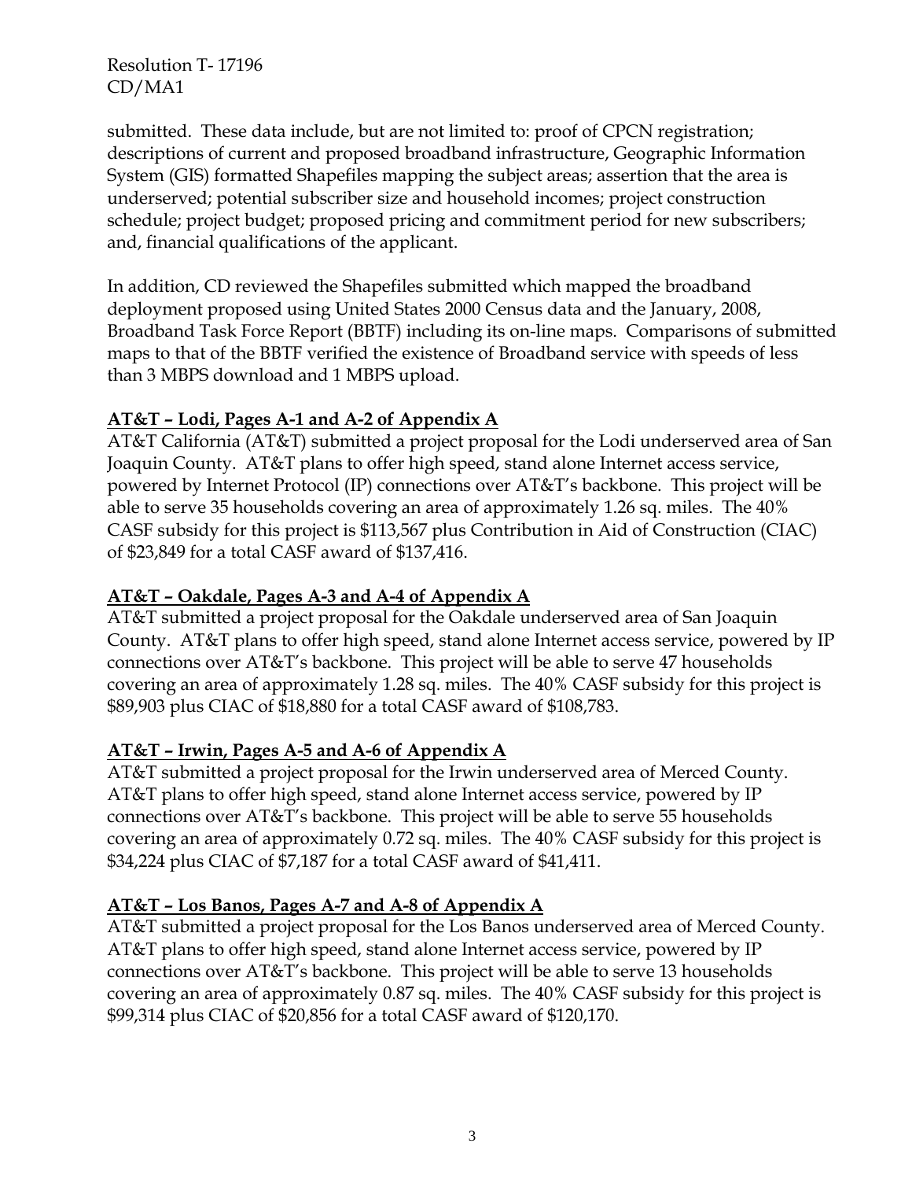submitted. These data include, but are not limited to: proof of CPCN registration; descriptions of current and proposed broadband infrastructure, Geographic Information System (GIS) formatted Shapefiles mapping the subject areas; assertion that the area is underserved; potential subscriber size and household incomes; project construction schedule; project budget; proposed pricing and commitment period for new subscribers; and, financial qualifications of the applicant.

In addition, CD reviewed the Shapefiles submitted which mapped the broadband deployment proposed using United States 2000 Census data and the January, 2008, Broadband Task Force Report (BBTF) including its on-line maps. Comparisons of submitted maps to that of the BBTF verified the existence of Broadband service with speeds of less than 3 MBPS download and 1 MBPS upload.

**AT&T – Lodi, Pages A-1 and A-2 of Appendix A**

AT&T California (AT&T) submitted a project proposal for the Lodi underserved area of San Joaquin County. AT&T plans to offer high speed, stand alone Internet access service, powered by Internet Protocol (IP) connections over AT&T's backbone. This project will be able to serve 35 households covering an area of approximately 1.26 sq. miles. The 40% CASF subsidy for this project is $113,567 plus Contribution in Aid of Construction (CIAC) of $23,849 for a total CASF award of $137,416.

**AT&T – Oakdale, Pages A-3 and A-4 of Appendix A**

AT&T submitted a project proposal for the Oakdale underserved area of San Joaquin County. AT&T plans to offer high speed, stand alone Internet access service, powered by IP connections over AT&T's backbone. This project will be able to serve 47 households covering an area of approximately 1.28 sq. miles. The 40% CASF subsidy for this project is $89,903 plus CIAC of $18,880 for a total CASF award of $108,783.

**AT&T – Irwin, Pages A-5 and A-6 of Appendix A**

AT&T submitted a project proposal for the Irwin underserved area of Merced County. AT&T plans to offer high speed, stand alone Internet access service, powered by IP connections over AT&T's backbone. This project will be able to serve 55 households covering an area of approximately 0.72 sq. miles. The 40% CASF subsidy for this project is $34,224 plus CIAC of $7,187 for a total CASF award of $41,411.

**AT&T – Los Banos, Pages A-7 and A-8 of Appendix A**

AT&T submitted a project proposal for the Los Banos underserved area of Merced County. AT&T plans to offer high speed, stand alone Internet access service, powered by IP connections over AT&T's backbone. This project will be able to serve 13 households covering an area of approximately 0.87 sq. miles. The 40% CASF subsidy for this project is $99,314 plus CIAC of $20,856 for a total CASF award of $120,170.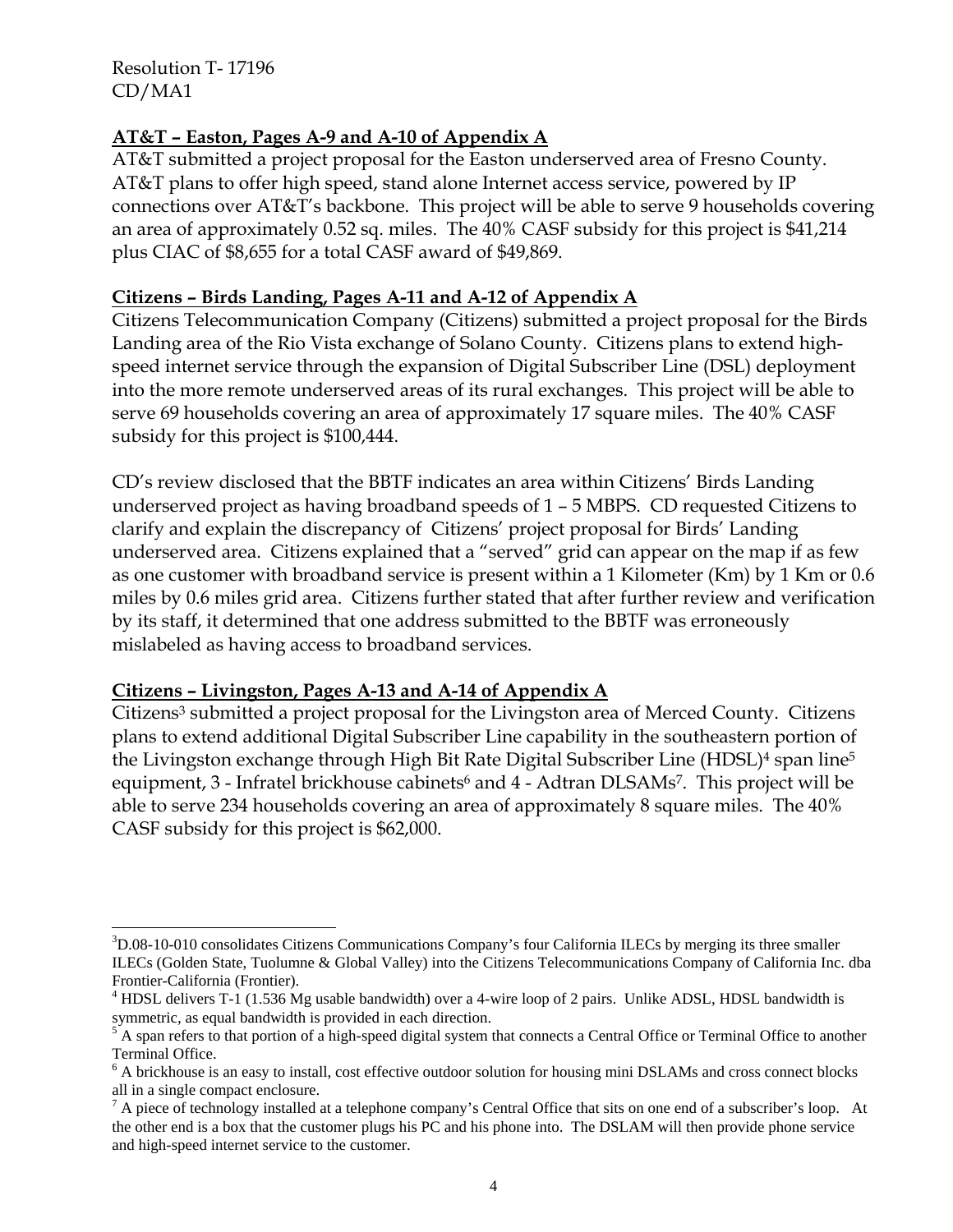**AT&T – Easton, Pages A-9 and A-10 of Appendix A**

AT&T submitted a project proposal for the Easton underserved area of Fresno County. AT&T plans to offer high speed, stand alone Internet access service, powered by IP connections over AT&T's backbone. This project will be able to serve 9 households covering an area of approximately 0.52 sq. miles. The 40% CASF subsidy for this project is $41,214 plus CIAC of $8,655 for a total CASF award of $49,869.

**Citizens – Birds Landing, Pages A-11 and A-12 of Appendix A**

Citizens Telecommunication Company (Citizens) submitted a project proposal for the Birds Landing area of the Rio Vista exchange of Solano County. Citizens plans to extend high-speed internet service through the expansion of Digital Subscriber Line (DSL) deployment into the more remote underserved areas of its rural exchanges. This project will be able to serve 69 households covering an area of approximately 17 square miles. The 40% CASF subsidy for this project is $100,444.

CD's review disclosed that the BBTF indicates an area within Citizens' Birds Landing underserved project as having broadband speeds of 1 – 5 MBPS. CD requested Citizens to clarify and explain the discrepancy of Citizens' project proposal for Birds' Landing underserved area. Citizens explained that a "served" grid can appear on the map if as few as one customer with broadband service is present within a 1 Kilometer (Km) by 1 Km or 0.6 miles by 0.6 miles grid area. Citizens further stated that after further review and verification by its staff, it determined that one address submitted to the BBTF was erroneously mislabeled as having access to broadband services.

**Citizens – Livingston, Pages A-13 and A-14 of Appendix A**

Citizens[3] submitted a project proposal for the Livingston area of Merced County. Citizens plans to extend additional Digital Subscriber Line capability in the southeastern portion of the Livingston exchange through High Bit Rate Digital Subscriber Line (HDSL)[4] span line[5] equipment, 3 - Infratel brickhouse cabinets[6] and 4 - Adtran DLSAMs[7]. This project will be able to serve 234 households covering an area of approximately 8 square miles. The 40% CASF subsidy for this project is $62,000.

---

[3] D.08-10-010 consolidates Citizens Communications Company's four California ILECs by merging its three smaller ILECs (Golden State, Tuolumne & Global Valley) into the Citizens Telecommunications Company of California Inc. dba Frontier-California (Frontier).

[4] HDSL delivers T-1 (1.536 Mg usable bandwidth) over a 4-wire loop of 2 pairs. Unlike ADSL, HDSL bandwidth is symmetric, as equal bandwidth is provided in each direction.

[5] A span refers to that portion of a high-speed digital system that connects a Central Office or Terminal Office to another Terminal Office.

[6] A brickhouse is an easy to install, cost effective outdoor solution for housing mini DSLAMs and cross connect blocks all in a single compact enclosure.

[7] A piece of technology installed at a telephone company's Central Office that sits on one end of a subscriber's loop. At the other end is a box that the customer plugs his PC and his phone into. The DSLAM will then provide phone service and high-speed internet service to the customer.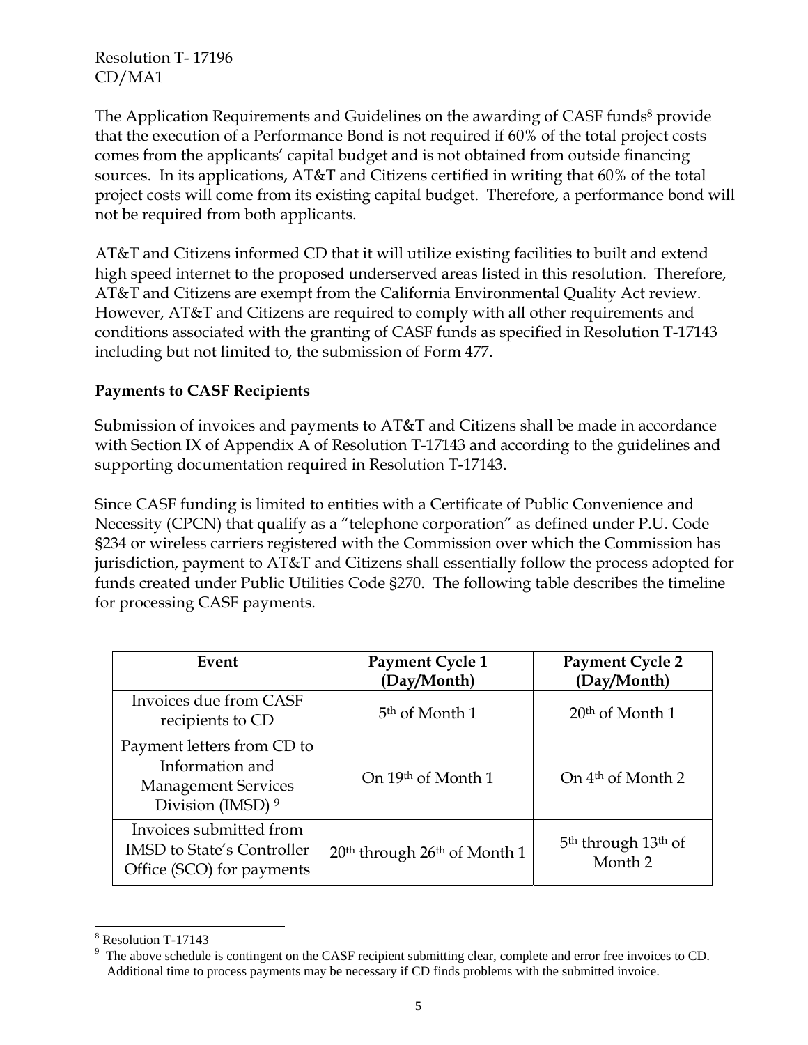The Application Requirements and Guidelines on the awarding of CASF funds[8] provide that the execution of a Performance Bond is not required if 60% of the total project costs comes from the applicants' capital budget and is not obtained from outside financing sources. In its applications, AT&T and Citizens certified in writing that 60% of the total project costs will come from its existing capital budget. Therefore, a performance bond will not be required from both applicants.

AT&T and Citizens informed CD that it will utilize existing facilities to built and extend high speed internet to the proposed underserved areas listed in this resolution. Therefore, AT&T and Citizens are exempt from the California Environmental Quality Act review. However, AT&T and Citizens are required to comply with all other requirements and conditions associated with the granting of CASF funds as specified in Resolution T-17143 including but not limited to, the submission of Form 477.

**Payments to CASF Recipients**

Submission of invoices and payments to AT&T and Citizens shall be made in accordance with Section IX of Appendix A of Resolution T-17143 and according to the guidelines and supporting documentation required in Resolution T-17143.

Since CASF funding is limited to entities with a Certificate of Public Convenience and Necessity (CPCN) that qualify as a "telephone corporation" as defined under P.U. Code §234 or wireless carriers registered with the Commission over which the Commission has jurisdiction, payment to AT&T and Citizens shall essentially follow the process adopted for funds created under Public Utilities Code §270. The following table describes the timeline for processing CASF payments.

| Event | Payment Cycle 1 (Day/Month) | Payment Cycle 2 (Day/Month) |
|---|---|---|
| Invoices due from CASF recipients to CD | 5th of Month 1 | 20th of Month 1 |
| Payment letters from CD to Information and Management Services Division (IMSD) [9] | On 19th of Month 1 | On 4th of Month 2 |
| Invoices submitted from IMSD to State's Controller Office (SCO) for payments | 20th through 26th of Month 1 | 5th through 13th of Month 2 |

[8] Resolution T-17143

[9] The above schedule is contingent on the CASF recipient submitting clear, complete and error free invoices to CD. Additional time to process payments may be necessary if CD finds problems with the submitted invoice.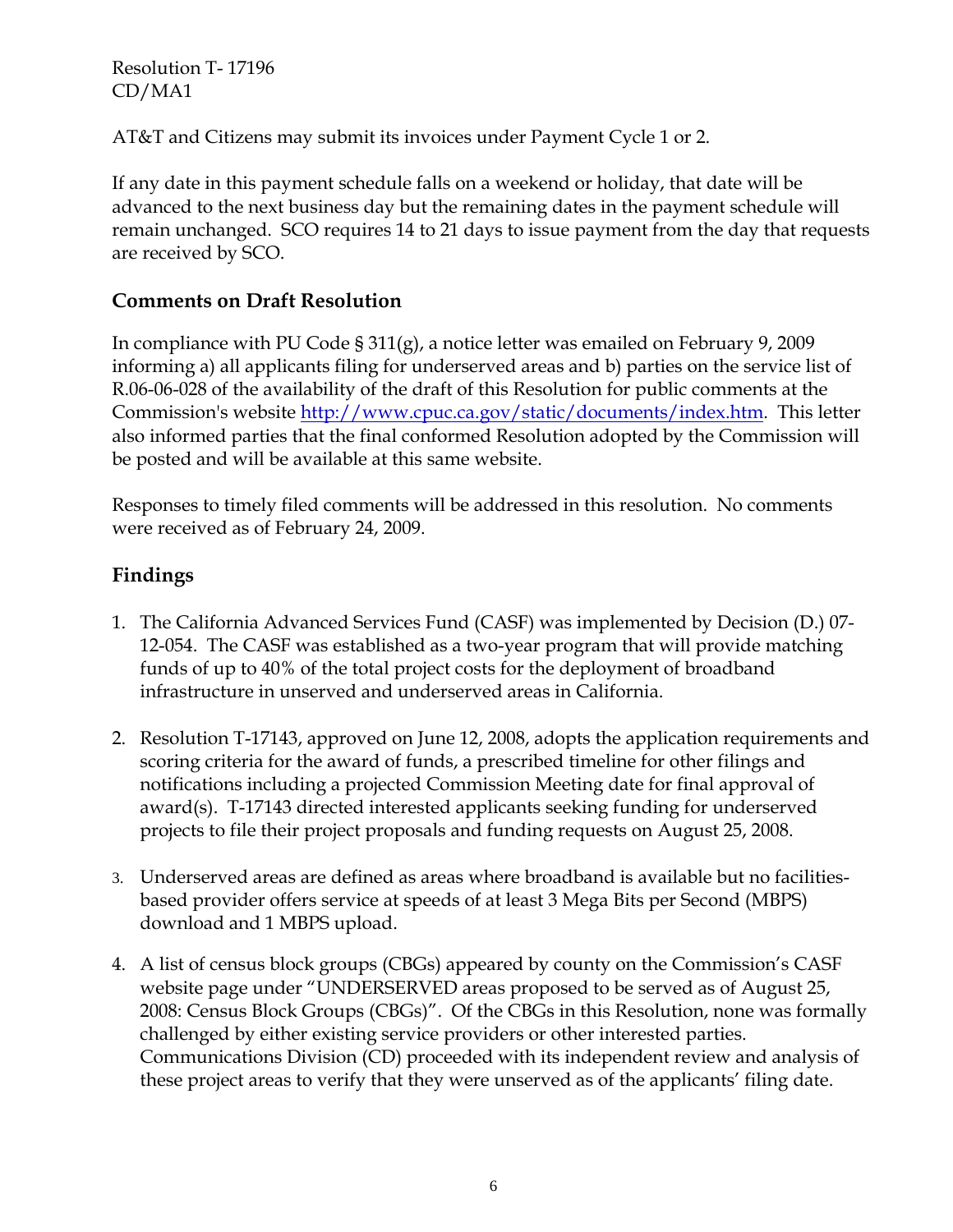AT&T and Citizens may submit its invoices under Payment Cycle 1 or 2.

If any date in this payment schedule falls on a weekend or holiday, that date will be advanced to the next business day but the remaining dates in the payment schedule will remain unchanged. SCO requires 14 to 21 days to issue payment from the day that requests are received by SCO.

## Comments on Draft Resolution

In compliance with PU Code § 311(g), a notice letter was emailed on February 9, 2009 informing a) all applicants filing for underserved areas and b) parties on the service list of R.06-06-028 of the availability of the draft of this Resolution for public comments at the Commission's website http://www.cpuc.ca.gov/static/documents/index.htm. This letter also informed parties that the final conformed Resolution adopted by the Commission will be posted and will be available at this same website.

Responses to timely filed comments will be addressed in this resolution. No comments were received as of February 24, 2009.

## Findings

1. The California Advanced Services Fund (CASF) was implemented by Decision (D.) 07-12-054. The CASF was established as a two-year program that will provide matching funds of up to 40% of the total project costs for the deployment of broadband infrastructure in unserved and underserved areas in California.

2. Resolution T-17143, approved on June 12, 2008, adopts the application requirements and scoring criteria for the award of funds, a prescribed timeline for other filings and notifications including a projected Commission Meeting date for final approval of award(s). T-17143 directed interested applicants seeking funding for underserved projects to file their project proposals and funding requests on August 25, 2008.

3. Underserved areas are defined as areas where broadband is available but no facilities-based provider offers service at speeds of at least 3 Mega Bits per Second (MBPS) download and 1 MBPS upload.

4. A list of census block groups (CBGs) appeared by county on the Commission's CASF website page under "UNDERSERVED areas proposed to be served as of August 25, 2008: Census Block Groups (CBGs)". Of the CBGs in this Resolution, none was formally challenged by either existing service providers or other interested parties. Communications Division (CD) proceeded with its independent review and analysis of these project areas to verify that they were unserved as of the applicants' filing date.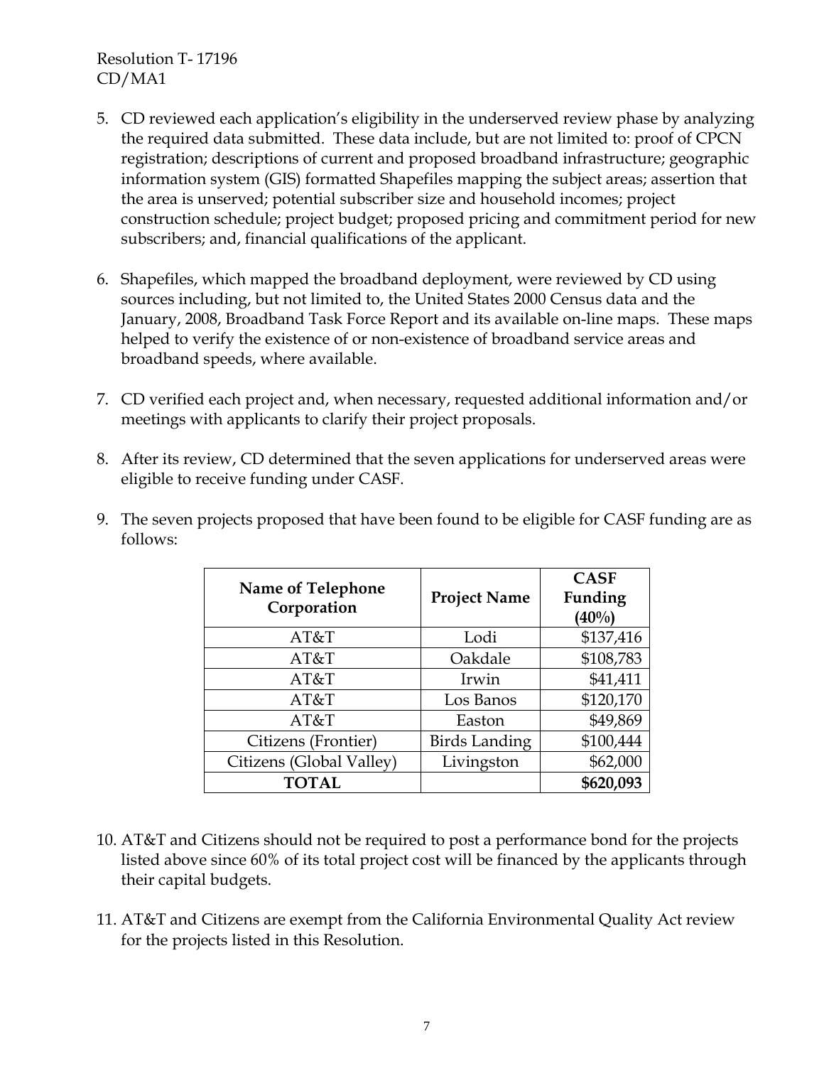5. CD reviewed each application's eligibility in the underserved review phase by analyzing the required data submitted. These data include, but are not limited to: proof of CPCN registration; descriptions of current and proposed broadband infrastructure; geographic information system (GIS) formatted Shapefiles mapping the subject areas; assertion that the area is unserved; potential subscriber size and household incomes; project construction schedule; project budget; proposed pricing and commitment period for new subscribers; and, financial qualifications of the applicant.

6. Shapefiles, which mapped the broadband deployment, were reviewed by CD using sources including, but not limited to, the United States 2000 Census data and the January, 2008, Broadband Task Force Report and its available on-line maps. These maps helped to verify the existence of or non-existence of broadband service areas and broadband speeds, where available.

7. CD verified each project and, when necessary, requested additional information and/or meetings with applicants to clarify their project proposals.

8. After its review, CD determined that the seven applications for underserved areas were eligible to receive funding under CASF.

9. The seven projects proposed that have been found to be eligible for CASF funding are as follows:

| Name of Telephone Corporation | Project Name | CASF Funding (40%) |
|---|---|---|
| AT&T | Lodi | $137,416 |
| AT&T | Oakdale | $108,783 |
| AT&T | Irwin | $41,411 |
| AT&T | Los Banos | $120,170 |
| AT&T | Easton | $49,869 |
| Citizens (Frontier) | Birds Landing | $100,444 |
| Citizens (Global Valley) | Livingston | $62,000 |
| **TOTAL** | | **$620,093** |

10. AT&T and Citizens should not be required to post a performance bond for the projects listed above since 60% of its total project cost will be financed by the applicants through their capital budgets.

11. AT&T and Citizens are exempt from the California Environmental Quality Act review for the projects listed in this Resolution.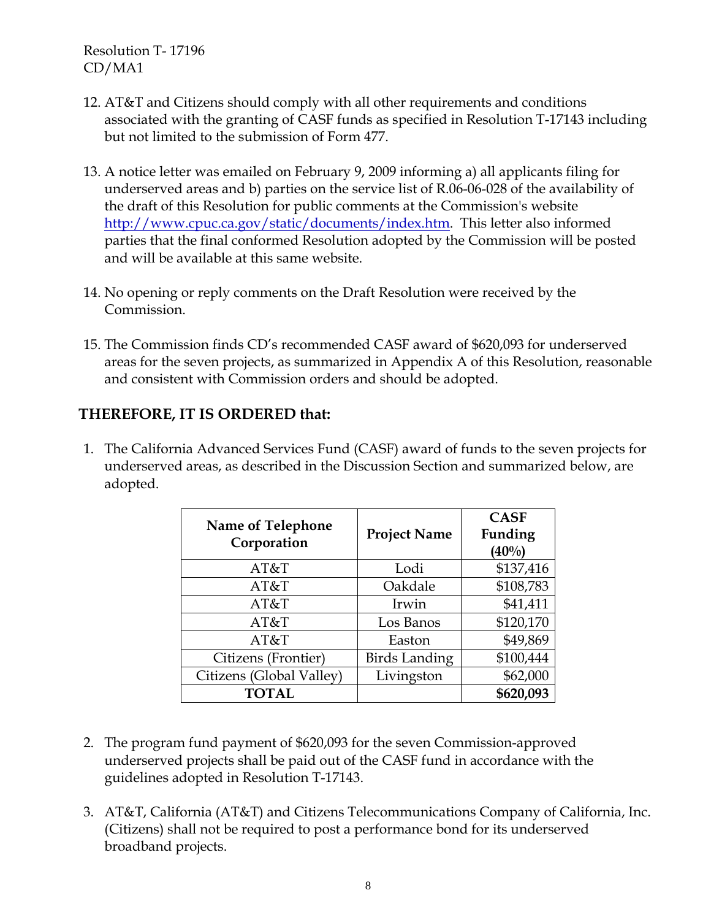12. AT&T and Citizens should comply with all other requirements and conditions associated with the granting of CASF funds as specified in Resolution T-17143 including but not limited to the submission of Form 477.

13. A notice letter was emailed on February 9, 2009 informing a) all applicants filing for underserved areas and b) parties on the service list of R.06-06-028 of the availability of the draft of this Resolution for public comments at the Commission's website http://www.cpuc.ca.gov/static/documents/index.htm. This letter also informed parties that the final conformed Resolution adopted by the Commission will be posted and will be available at this same website.

14. No opening or reply comments on the Draft Resolution were received by the Commission.

15. The Commission finds CD's recommended CASF award of $620,093 for underserved areas for the seven projects, as summarized in Appendix A of this Resolution, reasonable and consistent with Commission orders and should be adopted.

## THEREFORE, IT IS ORDERED that:

1. The California Advanced Services Fund (CASF) award of funds to the seven projects for underserved areas, as described in the Discussion Section and summarized below, are adopted.

| Name of Telephone Corporation | Project Name | CASF Funding (40%) |
|---|---|---|
| AT&T | Lodi | $137,416 |
| AT&T | Oakdale | $108,783 |
| AT&T | Irwin | $41,411 |
| AT&T | Los Banos | $120,170 |
| AT&T | Easton | $49,869 |
| Citizens (Frontier) | Birds Landing | $100,444 |
| Citizens (Global Valley) | Livingston | $62,000 |
| **TOTAL** | | **$620,093** |

2. The program fund payment of $620,093 for the seven Commission-approved underserved projects shall be paid out of the CASF fund in accordance with the guidelines adopted in Resolution T-17143.

3. AT&T, California (AT&T) and Citizens Telecommunications Company of California, Inc. (Citizens) shall not be required to post a performance bond for its underserved broadband projects.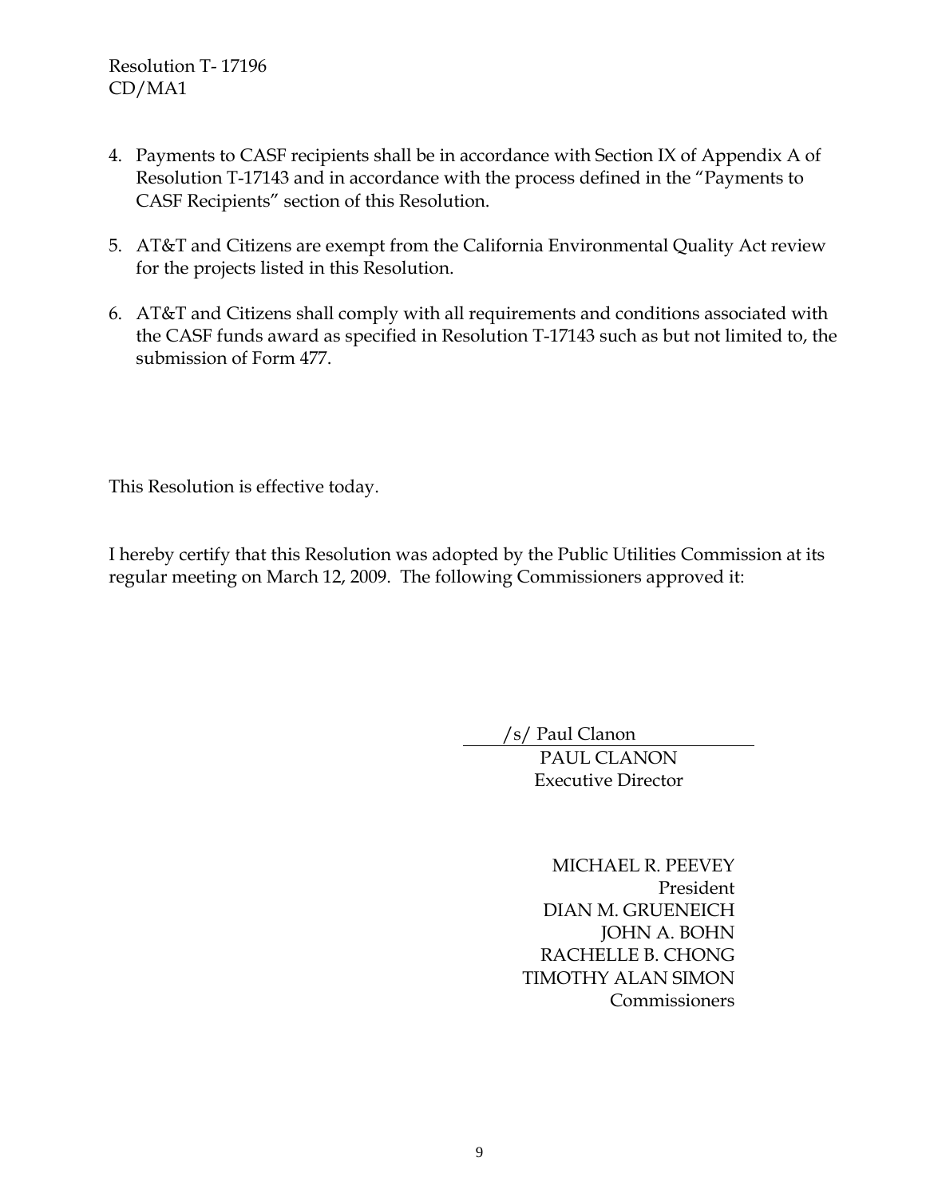4. Payments to CASF recipients shall be in accordance with Section IX of Appendix A of Resolution T-17143 and in accordance with the process defined in the "Payments to CASF Recipients" section of this Resolution.

5. AT&T and Citizens are exempt from the California Environmental Quality Act review for the projects listed in this Resolution.

6. AT&T and Citizens shall comply with all requirements and conditions associated with the CASF funds award as specified in Resolution T-17143 such as but not limited to, the submission of Form 477.

This Resolution is effective today.

I hereby certify that this Resolution was adopted by the Public Utilities Commission at its regular meeting on March 12, 2009. The following Commissioners approved it:

/s/ Paul Clanon
PAUL CLANON
Executive Director

MICHAEL R. PEEVEY
President
DIAN M. GRUENEICH
JOHN A. BOHN
RACHELLE B. CHONG
TIMOTHY ALAN SIMON
Commissioners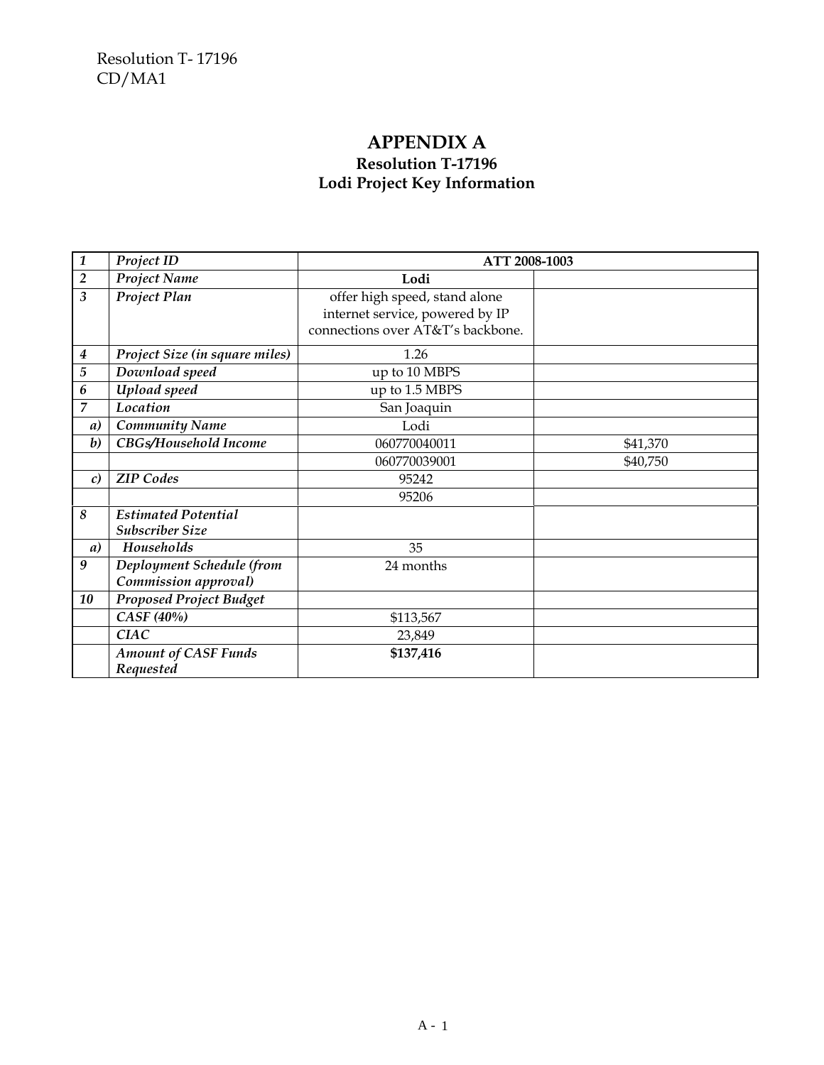Resolution T- 17196
CD/MA1

# APPENDIX A
## Resolution T-17196
## Lodi Project Key Information

| | | | |
|---|---|---|---|
| *1* | ***Project ID*** | **ATT 2008-1003** | |
| *2* | ***Project Name*** | **Lodi** | |
| *3* | ***Project Plan*** | offer high speed, stand alone internet service, powered by IP connections over AT&T's backbone. | |
| *4* | ***Project Size (in square miles)*** | 1.26 | |
| *5* | ***Download speed*** | up to 10 MBPS | |
| *6* | ***Upload speed*** | up to 1.5 MBPS | |
| *7* | ***Location*** | San Joaquin | |
| *a)* | ***Community Name*** | Lodi | |
| *b)* | ***CBGs/Household Income*** | 060770040011 | $41,370 |
| | | 060770039001 | $40,750 |
| *c)* | ***ZIP Codes*** | 95242 | |
| | | 95206 | |
| *8* | ***Estimated Potential Subscriber Size*** | | |
| *a)* | ***Households*** | 35 | |
| *9* | ***Deployment Schedule (from Commission approval)*** | 24 months | |
| *10* | ***Proposed Project Budget*** | | |
| | ***CASF (40%)*** | $113,567 | |
| | ***CIAC*** | 23,849 | |
| | ***Amount of CASF Funds Requested*** | **$137,416** | |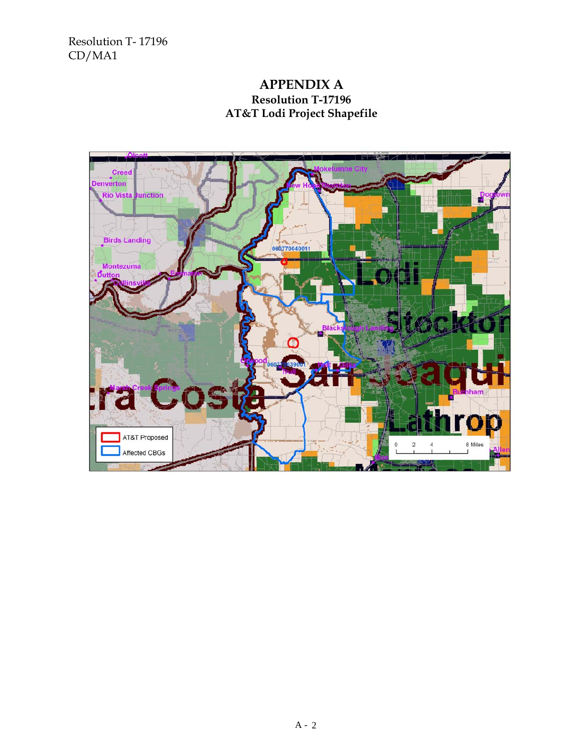# APPENDIX A

## Resolution T-17196

## AT&T Lodi Project Shapefile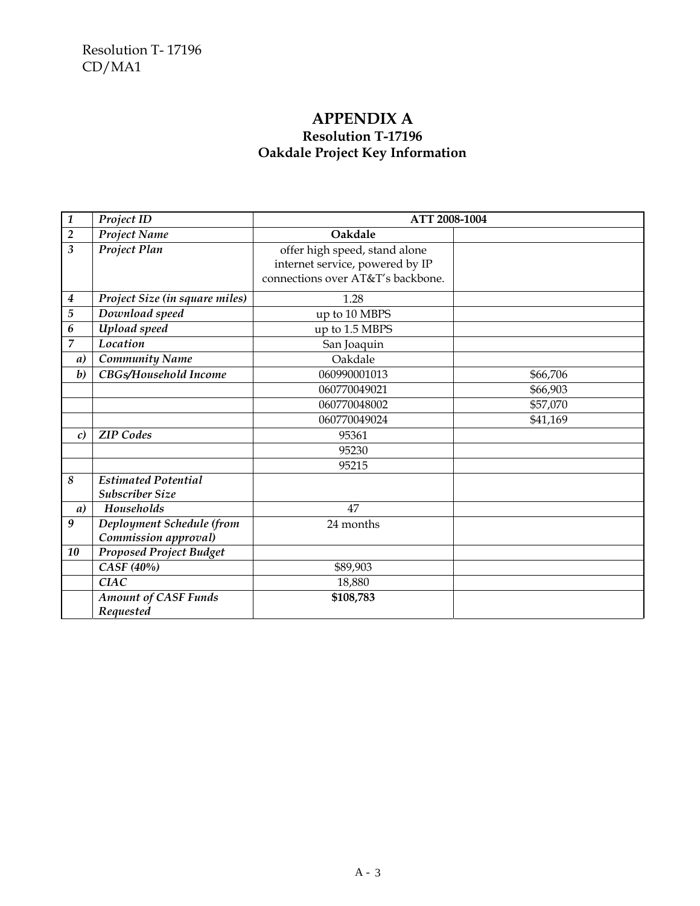# APPENDIX A

## Resolution T-17196

## Oakdale Project Key Information

| | | | |
|---|---|---|---|
| *1* | *Project ID* | **ATT 2008-1004** | |
| *2* | *Project Name* | **Oakdale** | |
| *3* | *Project Plan* | offer high speed, stand alone internet service, powered by IP connections over AT&T's backbone. | |
| *4* | *Project Size (in square miles)* | 1.28 | |
| *5* | *Download speed* | up to 10 MBPS | |
| *6* | *Upload speed* | up to 1.5 MBPS | |
| *7* | *Location* | San Joaquin | |
| *a)* | *Community Name* | Oakdale | |
| *b)* | *CBGs/Household Income* | 060990001013 | $66,706 |
| | | 060770049021 | $66,903 |
| | | 060770048002 | $57,070 |
| | | 060770049024 | $41,169 |
| *c)* | *ZIP Codes* | 95361 | |
| | | 95230 | |
| | | 95215 | |
| *8* | *Estimated Potential Subscriber Size* | | |
| *a)* | *Households* | 47 | |
| *9* | *Deployment Schedule (from Commission approval)* | 24 months | |
| *10* | *Proposed Project Budget* | | |
| | *CASF (40%)* | $89,903 | |
| | *CIAC* | 18,880 | |
| | *Amount of CASF Funds Requested* | **$108,783** | |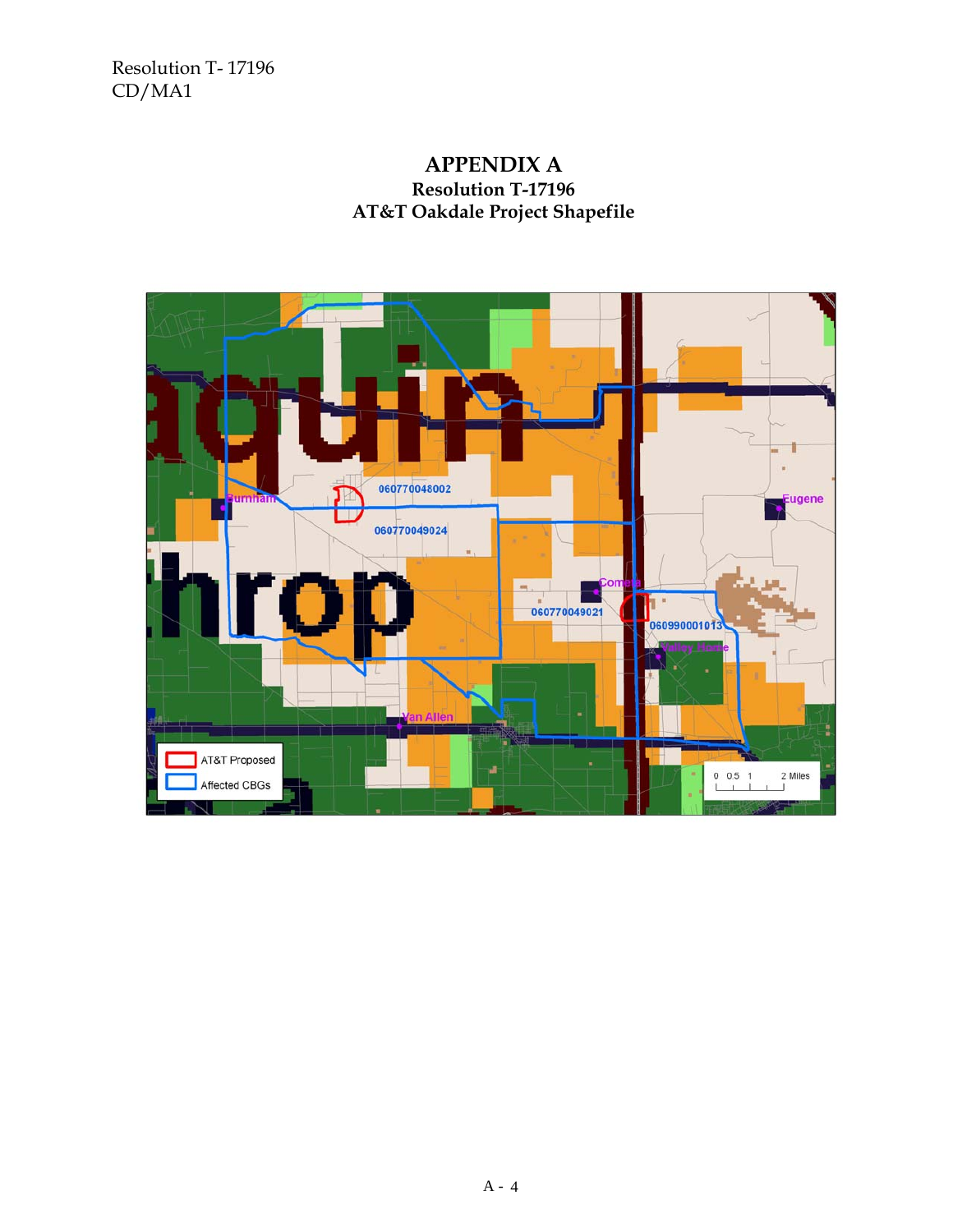# APPENDIX A

## Resolution T-17196

## AT&T Oakdale Project Shapefile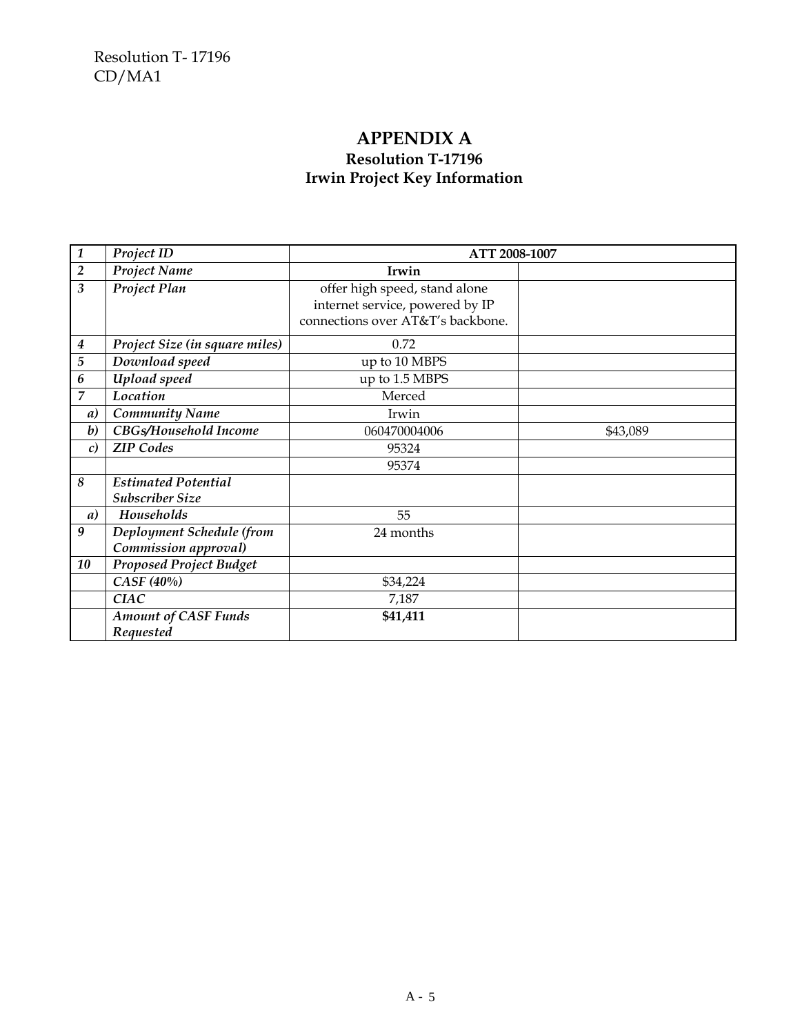# APPENDIX A

## Resolution T-17196

## Irwin Project Key Information

| | | | |
|---|---|---|---|
| *1* | ***Project ID*** | **ATT 2008-1007** | |
| *2* | ***Project Name*** | **Irwin** | |
| *3* | ***Project Plan*** | offer high speed, stand alone internet service, powered by IP connections over AT&T's backbone. | |
| *4* | ***Project Size (in square miles)*** | 0.72 | |
| *5* | ***Download speed*** | up to 10 MBPS | |
| *6* | ***Upload speed*** | up to 1.5 MBPS | |
| *7* | ***Location*** | Merced | |
| *a)* | ***Community Name*** | Irwin | |
| *b)* | ***CBGs/Household Income*** | 060470004006 | $43,089 |
| *c)* | ***ZIP Codes*** | 95324 | |
| | | 95374 | |
| *8* | ***Estimated Potential Subscriber Size*** | | |
| *a)* | ***Households*** | 55 | |
| *9* | ***Deployment Schedule (from Commission approval)*** | 24 months | |
| *10* | ***Proposed Project Budget*** | | |
| | ***CASF (40%)*** | $34,224 | |
| | ***CIAC*** | 7,187 | |
| | ***Amount of CASF Funds Requested*** | **$41,411** | |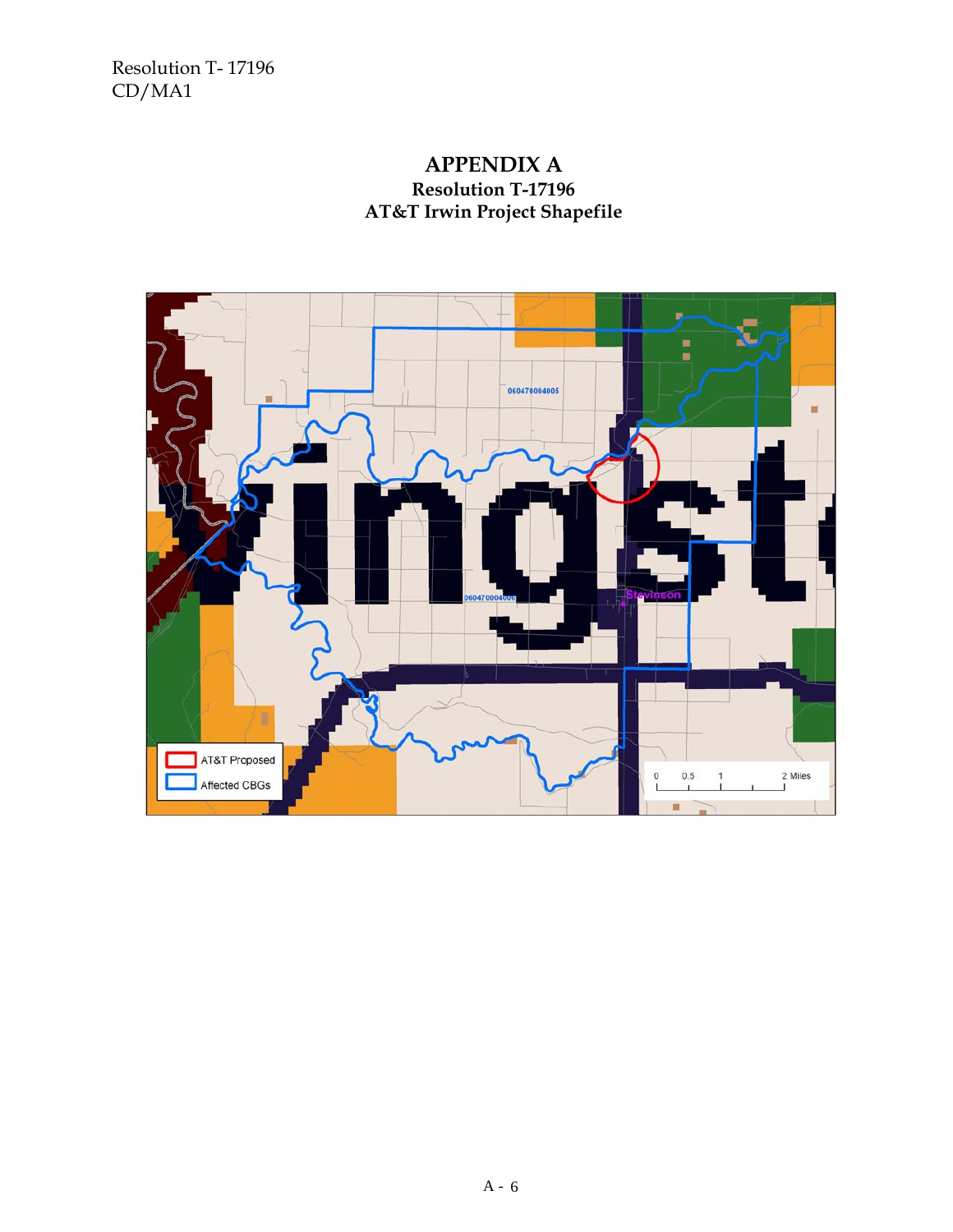# APPENDIX A

### Resolution T-17196

### AT&T Irwin Project Shapefile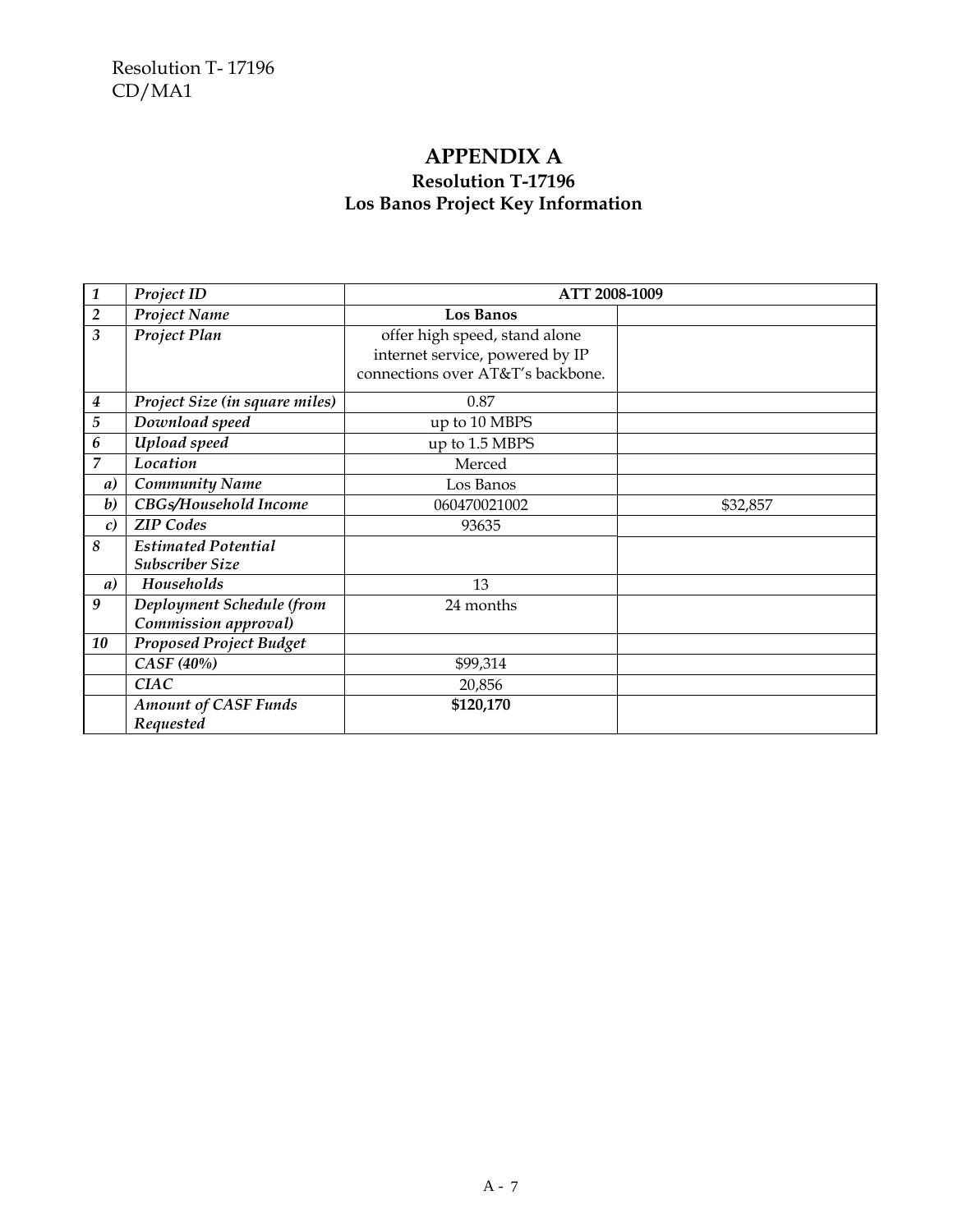# APPENDIX A

## Resolution T-17196

## Los Banos Project Key Information

| | | | |
|---|---|---|---|
| *1* | ***Project ID*** | **ATT 2008-1009** | |
| *2* | ***Project Name*** | **Los Banos** | |
| *3* | ***Project Plan*** | offer high speed, stand alone internet service, powered by IP connections over AT&T's backbone. | |
| *4* | ***Project Size (in square miles)*** | 0.87 | |
| *5* | ***Download speed*** | up to 10 MBPS | |
| *6* | ***Upload speed*** | up to 1.5 MBPS | |
| *7* | ***Location*** | Merced | |
| *a)* | ***Community Name*** | Los Banos | |
| *b)* | ***CBGs/Household Income*** | 060470021002 | $32,857 |
| *c)* | ***ZIP Codes*** | 93635 | |
| *8* | ***Estimated Potential Subscriber Size*** | | |
| *a)* | ***Households*** | 13 | |
| *9* | ***Deployment Schedule (from Commission approval)*** | 24 months | |
| *10* | ***Proposed Project Budget*** | | |
| | ***CASF (40%)*** | $99,314 | |
| | ***CIAC*** | 20,856 | |
| | ***Amount of CASF Funds Requested*** | **$120,170** | |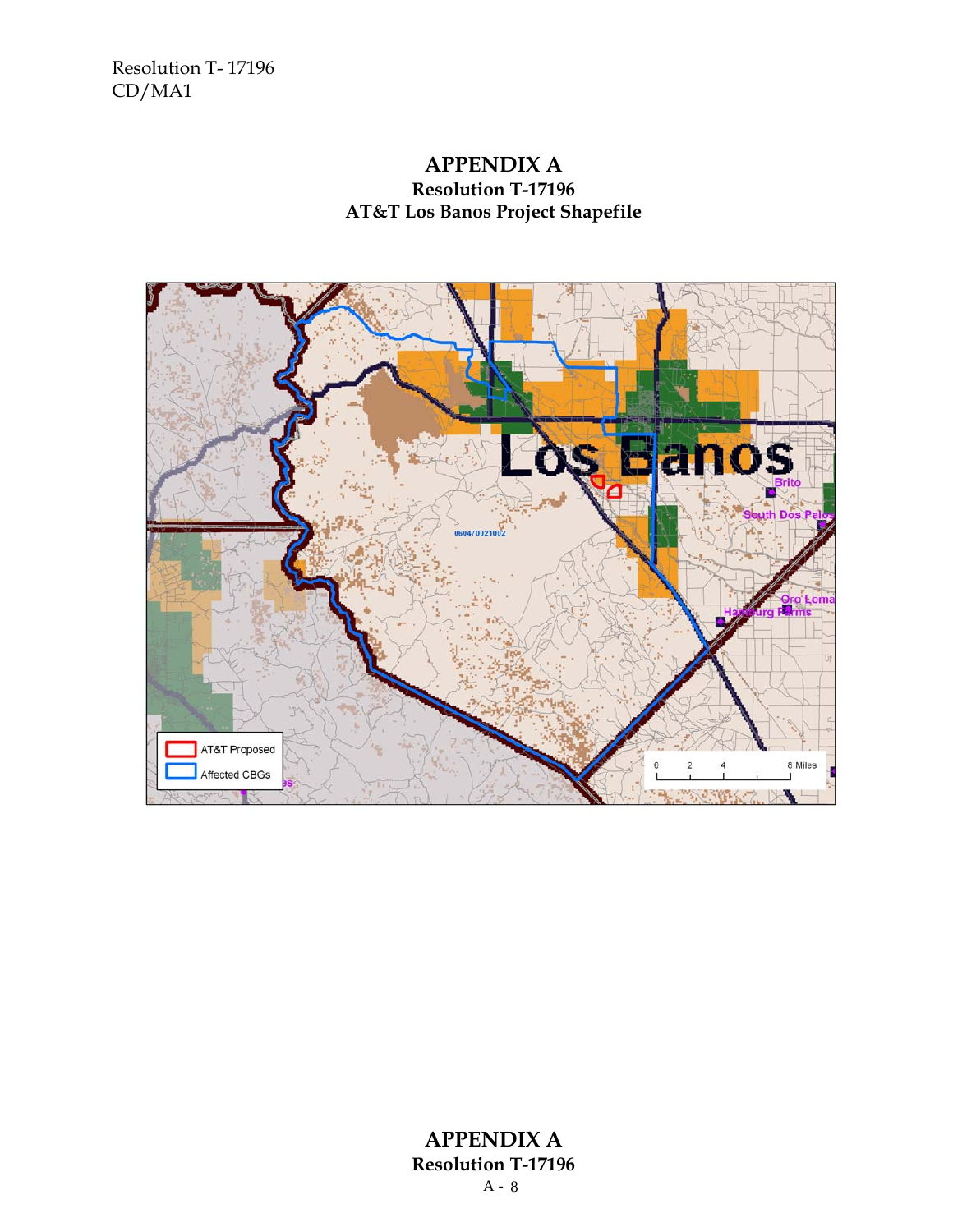# APPENDIX A

**Resolution T-17196**

**AT&T Los Banos Project Shapefile**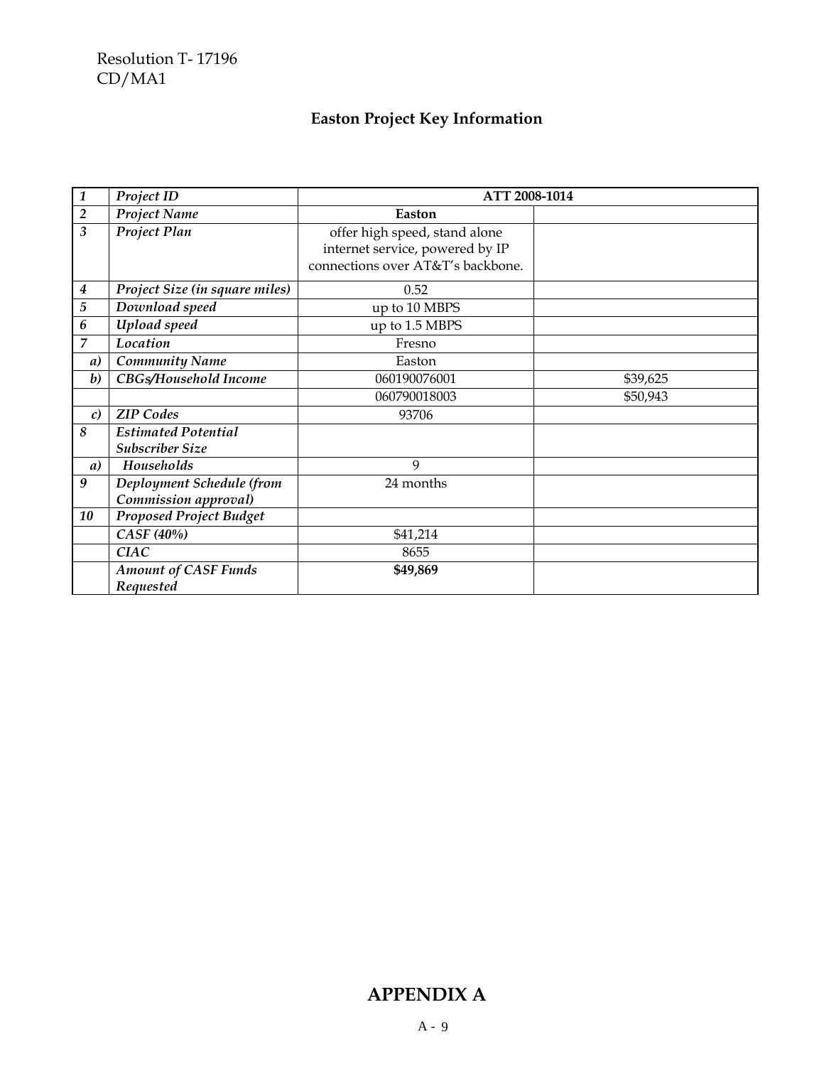Resolution T- 17196
CD/MA1

## Easton Project Key Information

| | | | |
|---|---|---|---|
| *1* | *Project ID* | **ATT 2008-1014** | |
| *2* | *Project Name* | **Easton** | |
| *3* | *Project Plan* | offer high speed, stand alone internet service, powered by IP connections over AT&T's backbone. | |
| *4* | *Project Size (in square miles)* | 0.52 | |
| *5* | *Download speed* | up to 10 MBPS | |
| *6* | *Upload speed* | up to 1.5 MBPS | |
| *7* | *Location* | Fresno | |
| *a)* | *Community Name* | Easton | |
| *b)* | *CBGs/Household Income* | 060190076001 | $39,625 |
| | | 060790018003 | $50,943 |
| *c)* | *ZIP Codes* | 93706 | |
| *8* | *Estimated Potential Subscriber Size* | | |
| *a)* | *Households* | 9 | |
| *9* | *Deployment Schedule (from Commission approval)* | 24 months | |
| *10* | *Proposed Project Budget* | | |
| | *CASF (40%)* | $41,214 | |
| | *CIAC* | 8655 | |
| | *Amount of CASF Funds Requested* | **$49,869** | |

## APPENDIX A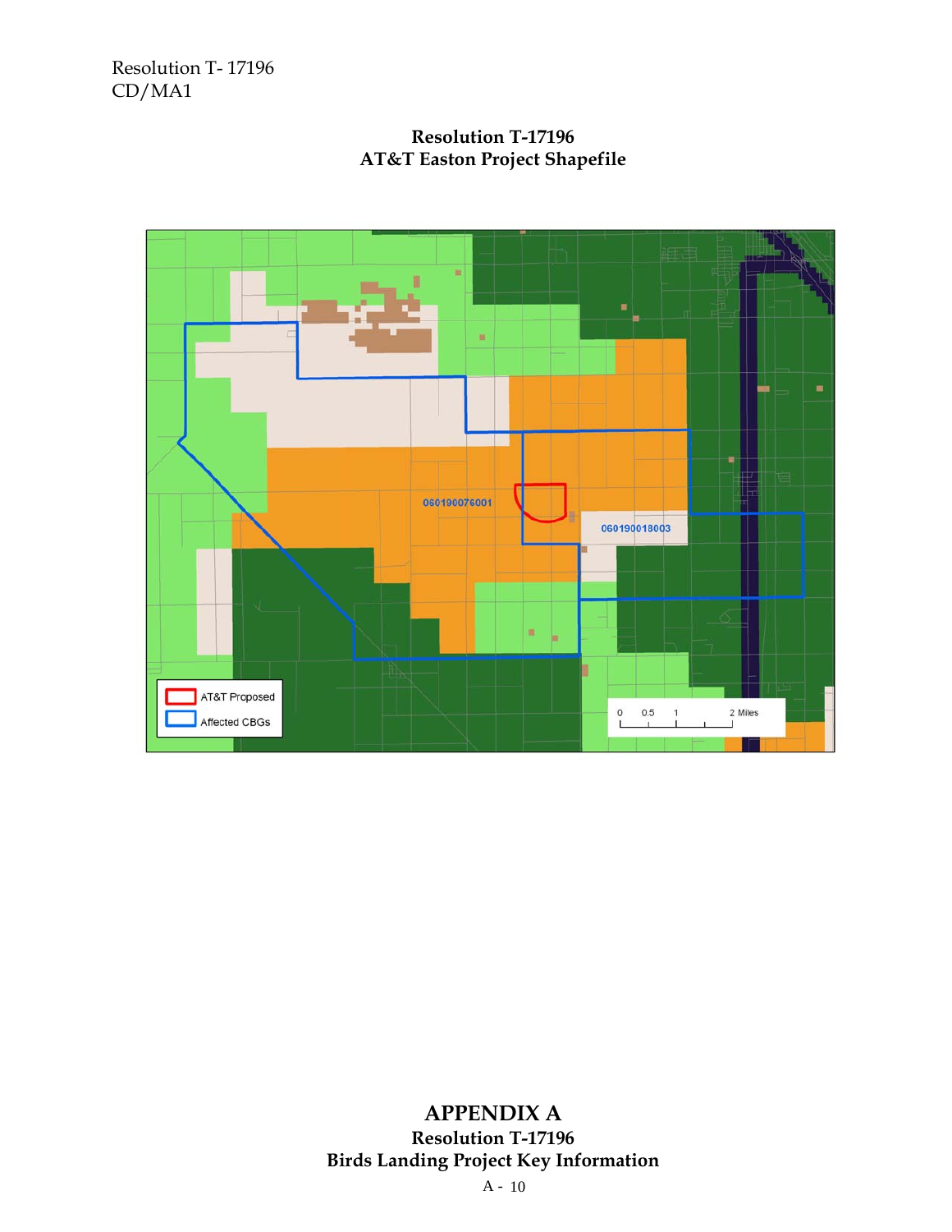**Resolution T-17196**
**AT&T Easton Project Shapefile**

AT&T Proposed

Affected CBGs

060190076001

060190018003

0 0.5 1 2 Miles

# APPENDIX A

**Resolution T-17196**
**Birds Landing Project Key Information**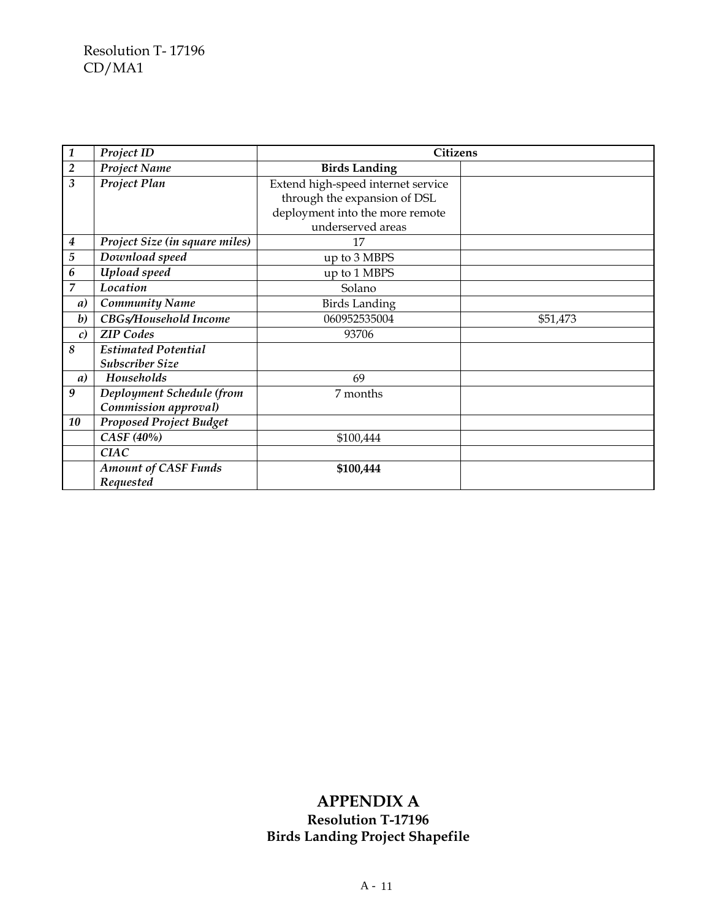| | | | |
|---|---|---|---|
| *1* | ***Project ID*** | **Citizens** | |
| *2* | ***Project Name*** | **Birds Landing** | |
| *3* | ***Project Plan*** | Extend high-speed internet service through the expansion of DSL deployment into the more remote underserved areas | |
| *4* | ***Project Size (in square miles)*** | 17 | |
| *5* | ***Download speed*** | up to 3 MBPS | |
| *6* | ***Upload speed*** | up to 1 MBPS | |
| *7* | ***Location*** | Solano | |
| *a)* | ***Community Name*** | Birds Landing | |
| *b)* | ***CBGs/Household Income*** | 060952535004 | $51,473 |
| *c)* | ***ZIP Codes*** | 93706 | |
| *8* | ***Estimated Potential Subscriber Size*** | | |
| *a)* | ***Households*** | 69 | |
| *9* | ***Deployment Schedule (from Commission approval)*** | 7 months | |
| *10* | ***Proposed Project Budget*** | | |
| | ***CASF (40%)*** | $100,444 | |
| | ***CIAC*** | | |
| | ***Amount of CASF Funds Requested*** | **$100,444** | |

## APPENDIX A
### Resolution T-17196
### Birds Landing Project Shapefile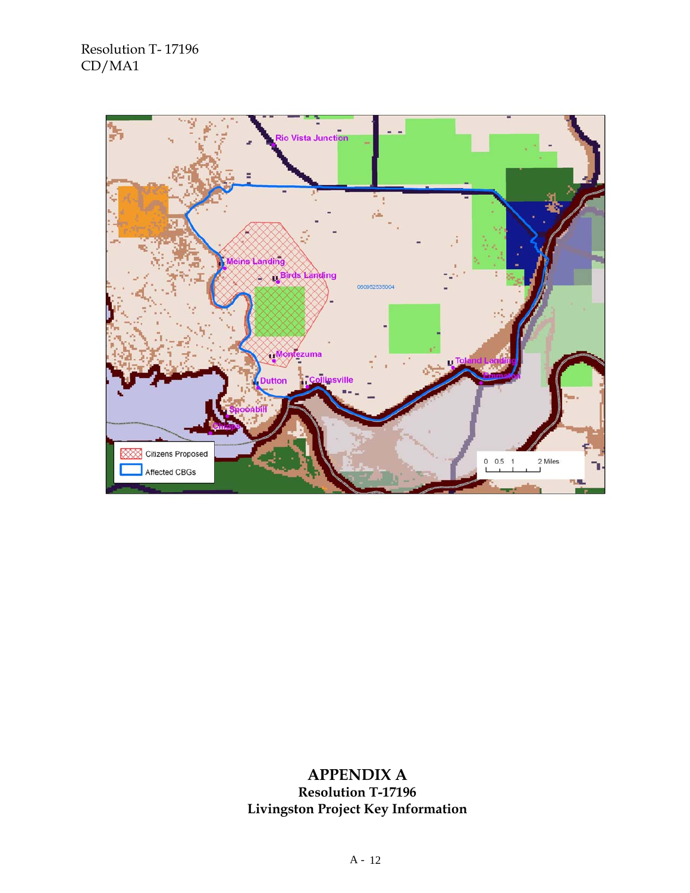# APPENDIX A

## Resolution T-17196

## Livingston Project Key Information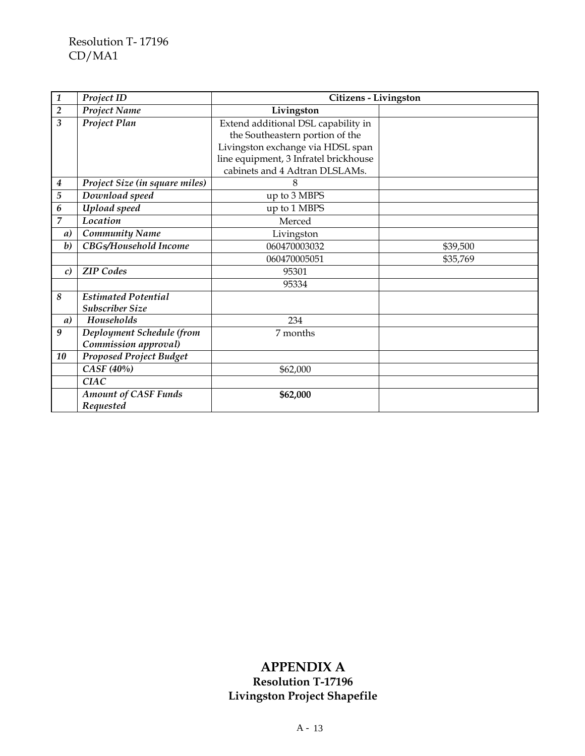| | | | |
|---|---|---|---|
| *1* | *Project ID* | **Citizens - Livingston** | |
| *2* | *Project Name* | **Livingston** | |
| *3* | *Project Plan* | Extend additional DSL capability in the Southeastern portion of the Livingston exchange via HDSL span line equipment, 3 Infratel brickhouse cabinets and 4 Adtran DLSLAMs. | |
| *4* | *Project Size (in square miles)* | 8 | |
| *5* | *Download speed* | up to 3 MBPS | |
| *6* | *Upload speed* | up to 1 MBPS | |
| *7* | *Location* | Merced | |
| *a)* | *Community Name* | Livingston | |
| *b)* | *CBGs/Household Income* | 060470003032 | $39,500 |
| | | 060470005051 | $35,769 |
| *c)* | *ZIP Codes* | 95301 | |
| | | 95334 | |
| *8* | *Estimated Potential Subscriber Size* | | |
| *a)* | *Households* | 234 | |
| *9* | *Deployment Schedule (from Commission approval)* | 7 months | |
| *10* | *Proposed Project Budget* | | |
| | *CASF (40%)* | $62,000 | |
| | *CIAC* | | |
| | *Amount of CASF Funds Requested* | **$62,000** | |

# APPENDIX A

## Resolution T-17196

## Livingston Project Shapefile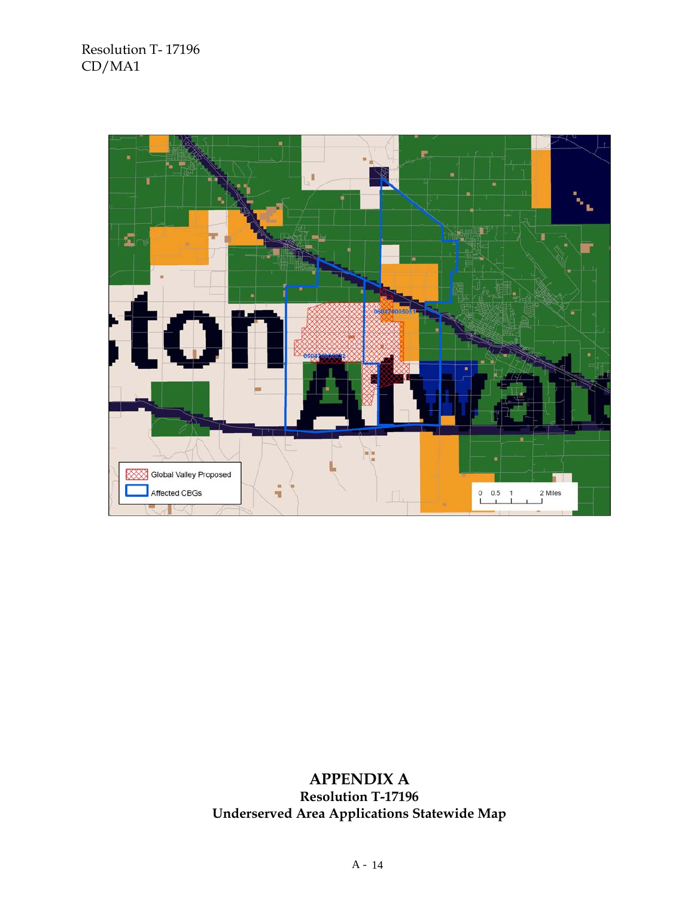Global Valley Proposed

Affected CBGs

0 0.5 1 2 Miles

## APPENDIX A

**Resolution T-17196**

**Underserved Area Applications Statewide Map**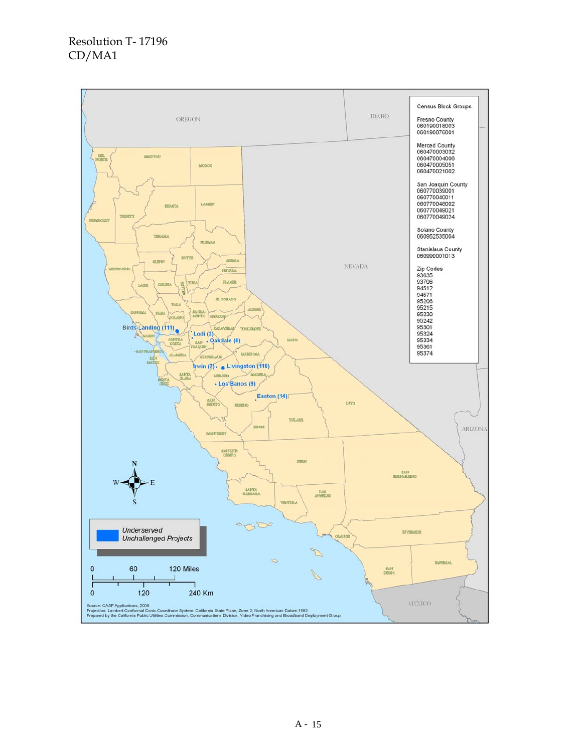Resolution T- 17196
CD/MA1

OREGON

IDAHO

NEVADA

ARIZONA

MEXICO

DEL NORTE

SISKIYOU

MODOC

HUMBOLDT

TRINITY

SHASTA

LASSEN

TEHAMA

PLUMAS

MENDOCINO

GLENN

BUTTE

SIERRA

NEVADA

LAKE

COLUSA

SUTTER

YUBA

PLACER

EL DORADO

YOLO

SONOMA

NAPA

SOLANO

SACRAMENTO

AMADOR

ALPINE

MARIN

CONTRA COSTA

SAN JOAQUIN

CALAVERAS

TUOLUMNE

MONO

SAN FRANCISCO

SAN MATEO

ALAMEDA

STANISLAUS

MARIPOSA

SANTA CLARA

MERCED

MADERA

SANTA CRUZ

SAN BENITO

FRESNO

INYO

TULARE

KINGS

MONTEREY

SAN LUIS OBISPO

KERN

SAN BERNARDINO

SANTA BARBARA

VENTURA

LOS ANGELES

ORANGE

RIVERSIDE

SAN DIEGO

IMPERIAL

Birds Landing (111)

Lodi (3)

Oakdale (4)

Irwin (7)

Livingston (118)

Los Banos (9)

Easton (14)

Census Block Groups

Fresno County
060190018003
060190076001

Merced County
060470003032
060470004006
060470005051
060470021002

San Joaquin County
060770039001
060770040011
060770046002
060770049021
060770049024

Solano County
060952535004

Stanislaus County
060990001013

Zip Codes
93635
93706
94512
94571
95206
95215
95230
95242
95301
95324
95334
95361
95374

N

W

E

S

Underserved Unchallenged Projects

0 60 120 Miles

0 120 240 Km

Source: CASF Applications, 2008
Projection: Lambert Conformal Conic.Coordinate System: California State Plane, Zone 3, North American Datum 1983
Prepared by the California Public Utilities Commission, Communications Division, Video Franchising and Broadband Deployment Group